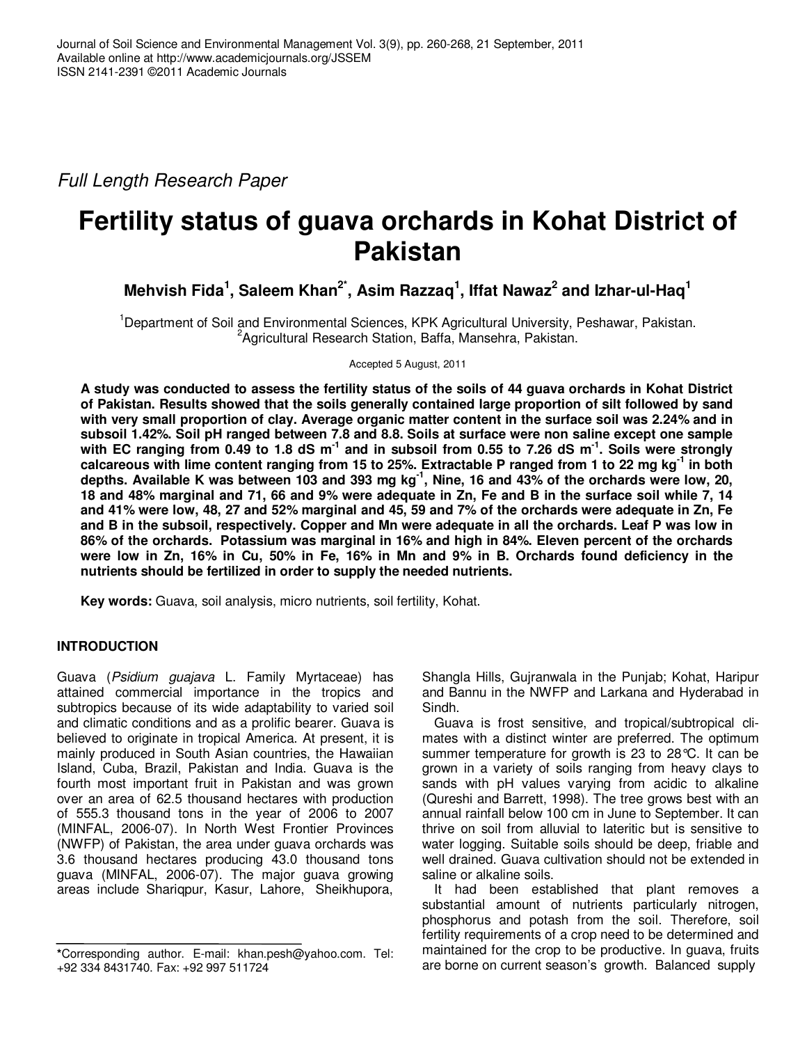Full Length Research Paper

# Fertility status of guava orchards in Kohat District of Pakistan

**Mehvish Fida[1], Saleem Khan[2*], Asim Razzaq[1], Iffat Nawaz[2] and Izhar-ul-Haq[1]**

[1]Department of Soil and Environmental Sciences, KPK Agricultural University, Peshawar, Pakistan.
[2]Agricultural Research Station, Baffa, Mansehra, Pakistan.

Accepted 5 August, 2011

**A study was conducted to assess the fertility status of the soils of 44 guava orchards in Kohat District of Pakistan. Results showed that the soils generally contained large proportion of silt followed by sand with very small proportion of clay. Average organic matter content in the surface soil was 2.24% and in subsoil 1.42%. Soil pH ranged between 7.8 and 8.8. Soils at surface were non saline except one sample with EC ranging from 0.49 to 1.8 dS $m^{-1}$ and in subsoil from 0.55 to 7.26 dS $m^{-1}$. Soils were strongly calcareous with lime content ranging from 15 to 25%. Extractable P ranged from 1 to 22 mg $kg^{-1}$ in both depths. Available K was between 103 and 393 mg $kg^{-1}$, Nine, 16 and 43% of the orchards were low, 20, 18 and 48% marginal and 71, 66 and 9% were adequate in Zn, Fe and B in the surface soil while 7, 14 and 41% were low, 48, 27 and 52% marginal and 45, 59 and 7% of the orchards were adequate in Zn, Fe and B in the subsoil, respectively. Copper and Mn were adequate in all the orchards. Leaf P was low in 86% of the orchards. Potassium was marginal in 16% and high in 84%. Eleven percent of the orchards were low in Zn, 16% in Cu, 50% in Fe, 16% in Mn and 9% in B. Orchards found deficiency in the nutrients should be fertilized in order to supply the needed nutrients.**

**Key words:** Guava, soil analysis, micro nutrients, soil fertility, Kohat.

## INTRODUCTION

Guava (*Psidium guajava* L. Family Myrtaceae) has attained commercial importance in the tropics and subtropics because of its wide adaptability to varied soil and climatic conditions and as a prolific bearer. Guava is believed to originate in tropical America. At present, it is mainly produced in South Asian countries, the Hawaiian Island, Cuba, Brazil, Pakistan and India. Guava is the fourth most important fruit in Pakistan and was grown over an area of 62.5 thousand hectares with production of 555.3 thousand tons in the year of 2006 to 2007 (MINFAL, 2006-07). In North West Frontier Provinces (NWFP) of Pakistan, the area under guava orchards was 3.6 thousand hectares producing 43.0 thousand tons guava (MINFAL, 2006-07). The major guava growing areas include Shariqpur, Kasur, Lahore, Sheikhupora, Shangla Hills, Gujranwala in the Punjab; Kohat, Haripur and Bannu in the NWFP and Larkana and Hyderabad in Sindh.

Guava is frost sensitive, and tropical/subtropical climates with a distinct winter are preferred. The optimum summer temperature for growth is 23 to 28°C. It can be grown in a variety of soils ranging from heavy clays to sands with pH values varying from acidic to alkaline (Qureshi and Barrett, 1998). The tree grows best with an annual rainfall below 100 cm in June to September. It can thrive on soil from alluvial to lateritic but is sensitive to water logging. Suitable soils should be deep, friable and well drained. Guava cultivation should not be extended in saline or alkaline soils.

It had been established that plant removes a substantial amount of nutrients particularly nitrogen, phosphorus and potash from the soil. Therefore, soil fertility requirements of a crop need to be determined and maintained for the crop to be productive. In guava, fruits are borne on current season's growth. Balanced supply

*Corresponding author. E-mail: khan.pesh@yahoo.com. Tel: +92 334 8431740. Fax: +92 997 511724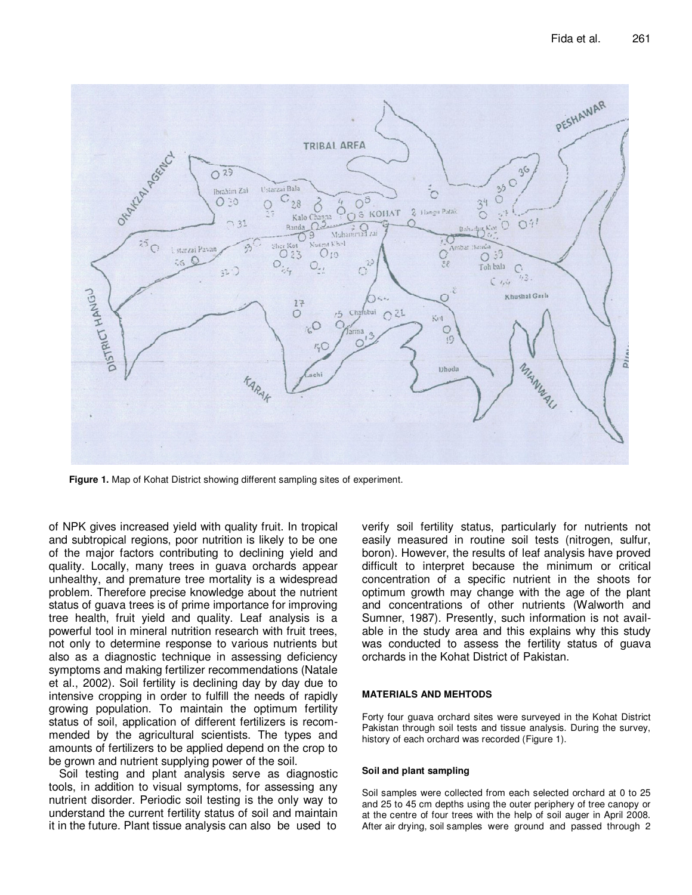Figure 1. Map of Kohat District showing different sampling sites of experiment.

of NPK gives increased yield with quality fruit. In tropical and subtropical regions, poor nutrition is likely to be one of the major factors contributing to declining yield and quality. Locally, many trees in guava orchards appear unhealthy, and premature tree mortality is a widespread problem. Therefore precise knowledge about the nutrient status of guava trees is of prime importance for improving tree health, fruit yield and quality. Leaf analysis is a powerful tool in mineral nutrition research with fruit trees, not only to determine response to various nutrients but also as a diagnostic technique in assessing deficiency symptoms and making fertilizer recommendations (Natale et al., 2002). Soil fertility is declining day by day due to intensive cropping in order to fulfill the needs of rapidly growing population. To maintain the optimum fertility status of soil, application of different fertilizers is recommended by the agricultural scientists. The types and amounts of fertilizers to be applied depend on the crop to be grown and nutrient supplying power of the soil.

Soil testing and plant analysis serve as diagnostic tools, in addition to visual symptoms, for assessing any nutrient disorder. Periodic soil testing is the only way to understand the current fertility status of soil and maintain it in the future. Plant tissue analysis can also be used to verify soil fertility status, particularly for nutrients not easily measured in routine soil tests (nitrogen, sulfur, boron). However, the results of leaf analysis have proved difficult to interpret because the minimum or critical concentration of a specific nutrient in the shoots for optimum growth may change with the age of the plant and concentrations of other nutrients (Walworth and Sumner, 1987). Presently, such information is not available in the study area and this explains why this study was conducted to assess the fertility status of guava orchards in the Kohat District of Pakistan.

## MATERIALS AND MEHTODS

Forty four guava orchard sites were surveyed in the Kohat District Pakistan through soil tests and tissue analysis. During the survey, history of each orchard was recorded (Figure 1).

### Soil and plant sampling

Soil samples were collected from each selected orchard at 0 to 25 and 25 to 45 cm depths using the outer periphery of tree canopy or at the centre of four trees with the help of soil auger in April 2008. After air drying, soil samples were ground and passed through 2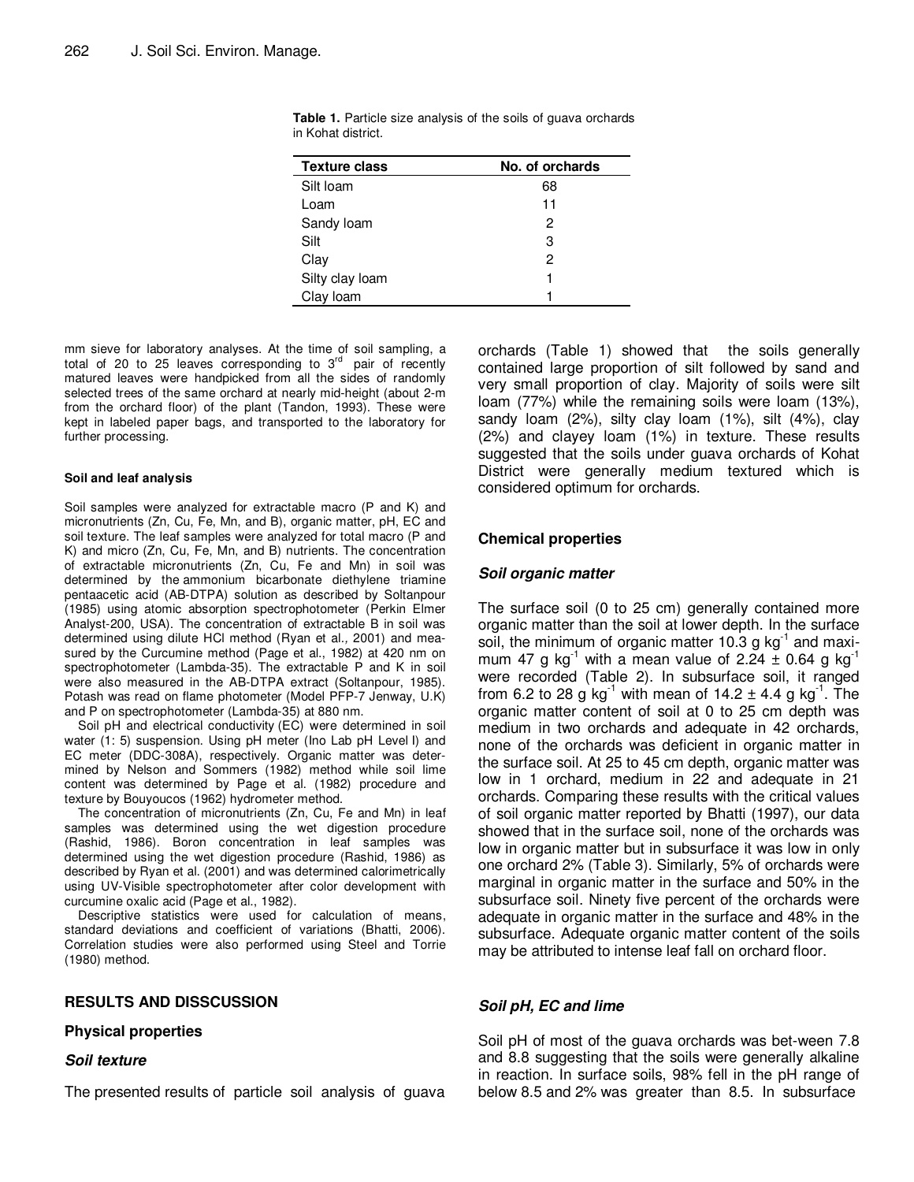**Table 1.** Particle size analysis of the soils of guava orchards in Kohat district.

| Texture class | No. of orchards |
|---|---|
| Silt loam | 68 |
| Loam | 11 |
| Sandy loam | 2 |
| Silt | 3 |
| Clay | 2 |
| Silty clay loam | 1 |
| Clay loam | 1 |

mm sieve for laboratory analyses. At the time of soil sampling, a total of 20 to 25 leaves corresponding to 3rd pair of recently matured leaves were handpicked from all the sides of randomly selected trees of the same orchard at nearly mid-height (about 2-m from the orchard floor) of the plant (Tandon, 1993). These were kept in labeled paper bags, and transported to the laboratory for further processing.

#### Soil and leaf analysis

Soil samples were analyzed for extractable macro (P and K) and micronutrients (Zn, Cu, Fe, Mn, and B), organic matter, pH, EC and soil texture. The leaf samples were analyzed for total macro (P and K) and micro (Zn, Cu, Fe, Mn, and B) nutrients. The concentration of extractable micronutrients (Zn, Cu, Fe and Mn) in soil was determined by the ammonium bicarbonate diethylene triamine pentaacetic acid (AB-DTPA) solution as described by Soltanpour (1985) using atomic absorption spectrophotometer (Perkin Elmer Analyst-200, USA). The concentration of extractable B in soil was determined using dilute HCl method (Ryan et al., 2001) and measured by the Curcumine method (Page et al., 1982) at 420 nm on spectrophotometer (Lambda-35). The extractable P and K in soil were also measured in the AB-DTPA extract (Soltanpour, 1985). Potash was read on flame photometer (Model PFP-7 Jenway, U.K) and P on spectrophotometer (Lambda-35) at 880 nm.

Soil pH and electrical conductivity (EC) were determined in soil water (1: 5) suspension. Using pH meter (Ino Lab pH Level I) and EC meter (DDC-308A), respectively. Organic matter was determined by Nelson and Sommers (1982) method while soil lime content was determined by Page et al. (1982) procedure and texture by Bouyoucos (1962) hydrometer method.

The concentration of micronutrients (Zn, Cu, Fe and Mn) in leaf samples was determined using the wet digestion procedure (Rashid, 1986). Boron concentration in leaf samples was determined using the wet digestion procedure (Rashid, 1986) as described by Ryan et al. (2001) and was determined calorimetrically using UV-Visible spectrophotometer after color development with curcumine oxalic acid (Page et al., 1982).

Descriptive statistics were used for calculation of means, standard deviations and coefficient of variations (Bhatti, 2006). Correlation studies were also performed using Steel and Torrie (1980) method.

## RESULTS AND DISSCUSSION

### Physical properties

#### *Soil texture*

The presented results of particle soil analysis of guava orchards (Table 1) showed that the soils generally contained large proportion of silt followed by sand and very small proportion of clay. Majority of soils were silt loam (77%) while the remaining soils were loam (13%), sandy loam (2%), silty clay loam (1%), silt (4%), clay (2%) and clayey loam (1%) in texture. These results suggested that the soils under guava orchards of Kohat District were generally medium textured which is considered optimum for orchards.

### Chemical properties

#### *Soil organic matter*

The surface soil (0 to 25 cm) generally contained more organic matter than the soil at lower depth. In the surface soil, the minimum of organic matter 10.3 g $kg^{-1}$ and maximum 47 g $kg^{-1}$ with a mean value of 2.24 ± 0.64 g $kg^{-1}$ were recorded (Table 2). In subsurface soil, it ranged from 6.2 to 28 g $kg^{-1}$ with mean of 14.2 ± 4.4 g $kg^{-1}$. The organic matter content of soil at 0 to 25 cm depth was medium in two orchards and adequate in 42 orchards, none of the orchards was deficient in organic matter in the surface soil. At 25 to 45 cm depth, organic matter was low in 1 orchard, medium in 22 and adequate in 21 orchards. Comparing these results with the critical values of soil organic matter reported by Bhatti (1997), our data showed that in the surface soil, none of the orchards was low in organic matter but in subsurface it was low in only one orchard 2% (Table 3). Similarly, 5% of orchards were marginal in organic matter in the surface and 50% in the subsurface soil. Ninety five percent of the orchards were adequate in organic matter in the surface and 48% in the subsurface. Adequate organic matter content of the soils may be attributed to intense leaf fall on orchard floor.

#### *Soil pH, EC and lime*

Soil pH of most of the guava orchards was bet-ween 7.8 and 8.8 suggesting that the soils were generally alkaline in reaction. In surface soils, 98% fell in the pH range of below 8.5 and 2% was greater than 8.5. In subsurface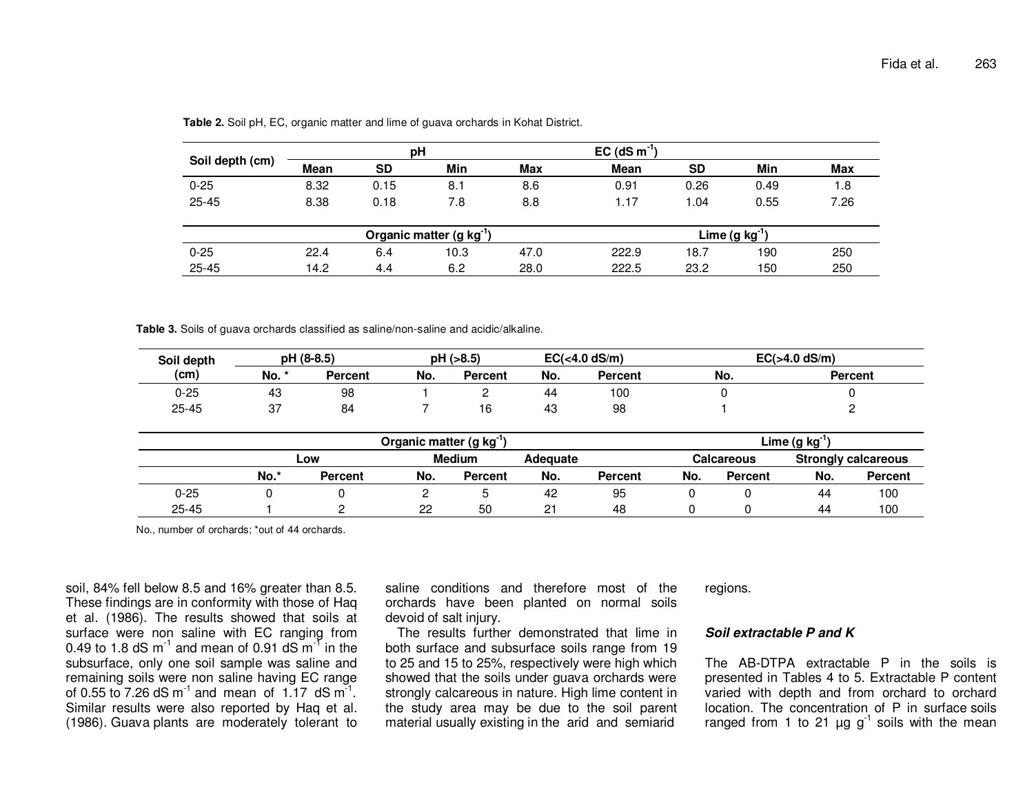**Table 2.** Soil pH, EC, organic matter and lime of guava orchards in Kohat District.

| Soil depth (cm) | pH | | | | EC (dS m$^{-1}$) | | | |
|---|---|---|---|---|---|---|---|---|
| | Mean | SD | Min | Max | Mean | SD | Min | Max |
| 0-25 | 8.32 | 0.15 | 8.1 | 8.6 | 0.91 | 0.26 | 0.49 | 1.8 |
| 25-45 | 8.38 | 0.18 | 7.8 | 8.8 | 1.17 | 1.04 | 0.55 | 7.26 |
| | Organic matter (g kg$^{-1}$) | | | | Lime (g kg$^{-1}$) | | | |
| 0-25 | 22.4 | 6.4 | 10.3 | 47.0 | 222.9 | 18.7 | 190 | 250 |
| 25-45 | 14.2 | 4.4 | 6.2 | 28.0 | 222.5 | 23.2 | 150 | 250 |

**Table 3.** Soils of guava orchards classified as saline/non-saline and acidic/alkaline.

| Soil depth (cm) | pH (8-8.5) | | pH (>8.5) | | EC(<4.0 dS/m) | | EC(>4.0 dS/m) | | | |
|---|---|---|---|---|---|---|---|---|---|---|
| | No. * | Percent | No. | Percent | No. | Percent | No. | | Percent | |
| 0-25 | 43 | 98 | 1 | 2 | 44 | 100 | 0 | | 0 | |
| 25-45 | 37 | 84 | 7 | 16 | 43 | 98 | 1 | | 2 | |
| | Organic matter (g kg$^{-1}$) | | | | | | Lime (g kg$^{-1}$) | | | |
| | Low | | Medium | | Adequate | | Calcareous | | Strongly calcareous | |
| | No.* | Percent | No. | Percent | No. | Percent | No. | Percent | No. | Percent |
| 0-25 | 0 | 0 | 2 | 5 | 42 | 95 | 0 | 0 | 44 | 100 |
| 25-45 | 1 | 2 | 22 | 50 | 21 | 48 | 0 | 0 | 44 | 100 |

No., number of orchards; *out of 44 orchards.

soil, 84% fell below 8.5 and 16% greater than 8.5. These findings are in conformity with those of Haq et al. (1986). The results showed that soils at surface were non saline with EC ranging from 0.49 to 1.8 dS m$^{-1}$ and mean of 0.91 dS m$^{-1}$ in the subsurface, only one soil sample was saline and remaining soils were non saline having EC range of 0.55 to 7.26 dS m$^{-1}$ and mean of 1.17 dS m$^{-1}$. Similar results were also reported by Haq et al. (1986). Guava plants are moderately tolerant to saline conditions and therefore most of the orchards have been planted on normal soils devoid of salt injury.

The results further demonstrated that lime in both surface and subsurface soils range from 19 to 25 and 15 to 25%, respectively were high which showed that the soils under guava orchards were strongly calcareous in nature. High lime content in the study area may be due to the soil parent material usually existing in the arid and semiarid regions.

### Soil extractable P and K

The AB-DTPA extractable P in the soils is presented in Tables 4 to 5. Extractable P content varied with depth and from orchard to orchard location. The concentration of P in surface soils ranged from 1 to 21 µg g$^{-1}$ soils with the mean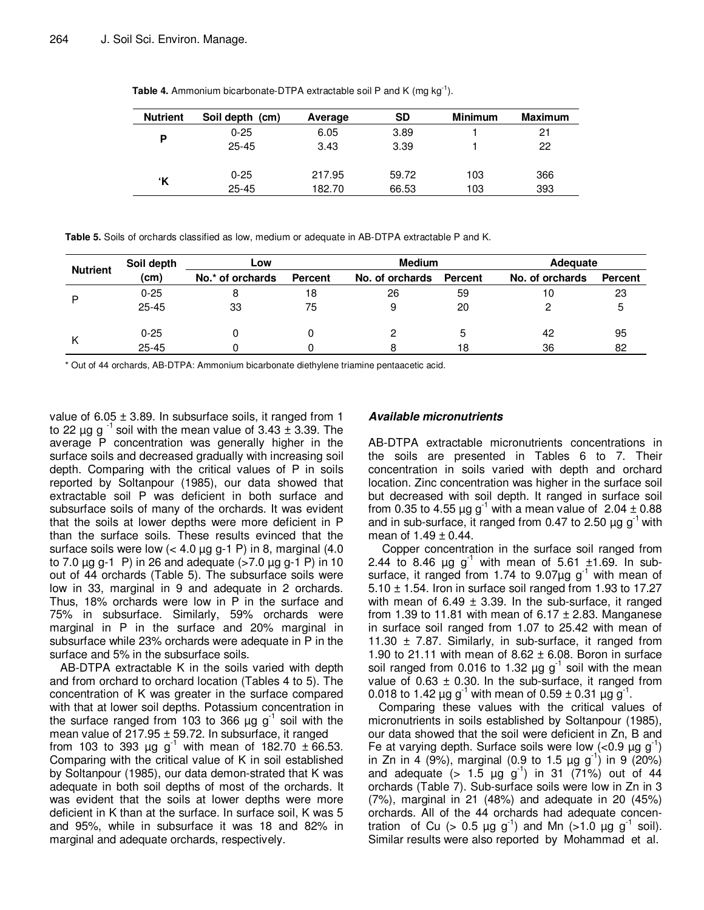**Table 4.** Ammonium bicarbonate-DTPA extractable soil P and K (mg $kg^{-1}$).

| Nutrient | Soil depth (cm) | Average | SD | Minimum | Maximum |
|---|---|---|---|---|---|
| P | 0-25 | 6.05 | 3.89 | 1 | 21 |
| | 25-45 | 3.43 | 3.39 | 1 | 22 |
| 'K | 0-25 | 217.95 | 59.72 | 103 | 366 |
| | 25-45 | 182.70 | 66.53 | 103 | 393 |

**Table 5.** Soils of orchards classified as low, medium or adequate in AB-DTPA extractable P and K.

| Nutrient | Soil depth (cm) | Low | | Medium | | Adequate | |
|---|---|---|---|---|---|---|---|
| | | No.* of orchards | Percent | No. of orchards | Percent | No. of orchards | Percent |
| P | 0-25 | 8 | 18 | 26 | 59 | 10 | 23 |
| | 25-45 | 33 | 75 | 9 | 20 | 2 | 5 |
| K | 0-25 | 0 | 0 | 2 | 5 | 42 | 95 |
| | 25-45 | 0 | 0 | 8 | 18 | 36 | 82 |

\* Out of 44 orchards, AB-DTPA: Ammonium bicarbonate diethylene triamine pentaacetic acid.

value of 6.05 ± 3.89. In subsurface soils, it ranged from 1 to 22 µg $g^{-1}$ soil with the mean value of 3.43 ± 3.39. The average P concentration was generally higher in the surface soils and decreased gradually with increasing soil depth. Comparing with the critical values of P in soils reported by Soltanpour (1985), our data showed that extractable soil P was deficient in both surface and subsurface soils of many of the orchards. It was evident that the soils at lower depths were more deficient in P than the surface soils. These results evinced that the surface soils were low (< 4.0 µg g-1 P) in 8, marginal (4.0 to 7.0 µg g-1 P) in 26 and adequate (>7.0 µg g-1 P) in 10 out of 44 orchards (Table 5). The subsurface soils were low in 33, marginal in 9 and adequate in 2 orchards. Thus, 18% orchards were low in P in the surface and 75% in subsurface. Similarly, 59% orchards were marginal in P in the surface and 20% marginal in subsurface while 23% orchards were adequate in P in the surface and 5% in the subsurface soils.

AB-DTPA extractable K in the soils varied with depth and from orchard to orchard location (Tables 4 to 5). The concentration of K was greater in the surface compared with that at lower soil depths. Potassium concentration in the surface ranged from 103 to 366 µg $g^{-1}$ soil with the mean value of 217.95 ± 59.72. In subsurface, it ranged from 103 to 393 µg $g^{-1}$ with mean of 182.70 ± 66.53. Comparing with the critical value of K in soil established by Soltanpour (1985), our data demon-strated that K was adequate in both soil depths of most of the orchards. It was evident that the soils at lower depths were more deficient in K than at the surface. In surface soil, K was 5 and 95%, while in subsurface it was 18 and 82% in marginal and adequate orchards, respectively.

### *Available micronutrients*

AB-DTPA extractable micronutrients concentrations in the soils are presented in Tables 6 to 7. Their concentration in soils varied with depth and orchard location. Zinc concentration was higher in the surface soil but decreased with soil depth. It ranged in surface soil from 0.35 to 4.55 µg $g^{-1}$ with a mean value of 2.04 ± 0.88 and in sub-surface, it ranged from 0.47 to 2.50 µg $g^{-1}$ with mean of 1.49 ± 0.44.

Copper concentration in the surface soil ranged from 2.44 to 8.46 µg $g^{-1}$ with mean of 5.61 ±1.69. In sub-surface, it ranged from 1.74 to 9.07µg $g^{-1}$ with mean of 5.10 ± 1.54. Iron in surface soil ranged from 1.93 to 17.27 with mean of 6.49 ± 3.39. In the sub-surface, it ranged from 1.39 to 11.81 with mean of 6.17 ± 2.83. Manganese in surface soil ranged from 1.07 to 25.42 with mean of 11.30 ± 7.87. Similarly, in sub-surface, it ranged from 1.90 to 21.11 with mean of 8.62 ± 6.08. Boron in surface soil ranged from 0.016 to 1.32 µg $g^{-1}$ soil with the mean value of 0.63 ± 0.30. In the sub-surface, it ranged from 0.018 to 1.42 µg $g^{-1}$ with mean of 0.59 ± 0.31 µg $g^{-1}$.

Comparing these values with the critical values of micronutrients in soils established by Soltanpour (1985), our data showed that the soil were deficient in Zn, B and Fe at varying depth. Surface soils were low (<0.9 µg $g^{-1}$) in Zn in 4 (9%), marginal (0.9 to 1.5 µg $g^{-1}$) in 9 (20%) and adequate (> 1.5 µg $g^{-1}$) in 31 (71%) out of 44 orchards (Table 7). Sub-surface soils were low in Zn in 3 (7%), marginal in 21 (48%) and adequate in 20 (45%) orchards. All of the 44 orchards had adequate concentration of Cu (> 0.5 µg $g^{-1}$) and Mn (>1.0 µg $g^{-1}$ soil). Similar results were also reported by Mohammad et al.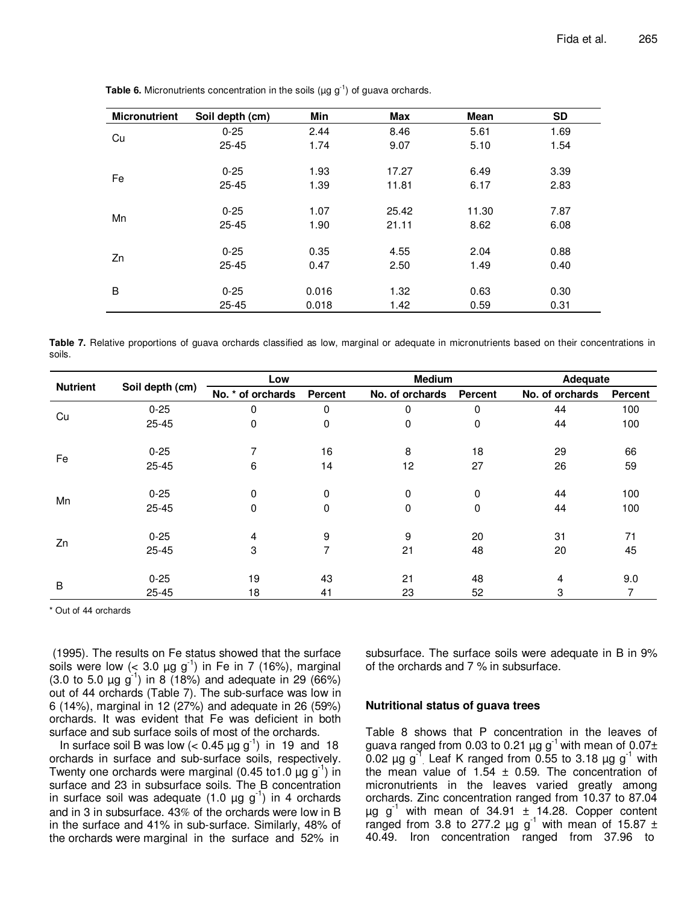**Table 6.** Micronutrients concentration in the soils (µg g$^{-1}$) of guava orchards.

| Micronutrient | Soil depth (cm) | Min | Max | Mean | SD |
|---|---|---|---|---|---|
| Cu | 0-25 | 2.44 | 8.46 | 5.61 | 1.69 |
| | 25-45 | 1.74 | 9.07 | 5.10 | 1.54 |
| Fe | 0-25 | 1.93 | 17.27 | 6.49 | 3.39 |
| | 25-45 | 1.39 | 11.81 | 6.17 | 2.83 |
| Mn | 0-25 | 1.07 | 25.42 | 11.30 | 7.87 |
| | 25-45 | 1.90 | 21.11 | 8.62 | 6.08 |
| Zn | 0-25 | 0.35 | 4.55 | 2.04 | 0.88 |
| | 25-45 | 0.47 | 2.50 | 1.49 | 0.40 |
| B | 0-25 | 0.016 | 1.32 | 0.63 | 0.30 |
| | 25-45 | 0.018 | 1.42 | 0.59 | 0.31 |

**Table 7.** Relative proportions of guava orchards classified as low, marginal or adequate in micronutrients based on their concentrations in soils.

| Nutrient | Soil depth (cm) | Low | | Medium | | Adequate | |
|---|---|---|---|---|---|---|---|
| | | No. * of orchards | Percent | No. of orchards | Percent | No. of orchards | Percent |
| Cu | 0-25 | 0 | 0 | 0 | 0 | 44 | 100 |
| | 25-45 | 0 | 0 | 0 | 0 | 44 | 100 |
| Fe | 0-25 | 7 | 16 | 8 | 18 | 29 | 66 |
| | 25-45 | 6 | 14 | 12 | 27 | 26 | 59 |
| Mn | 0-25 | 0 | 0 | 0 | 0 | 44 | 100 |
| | 25-45 | 0 | 0 | 0 | 0 | 44 | 100 |
| Zn | 0-25 | 4 | 9 | 9 | 20 | 31 | 71 |
| | 25-45 | 3 | 7 | 21 | 48 | 20 | 45 |
| B | 0-25 | 19 | 43 | 21 | 48 | 4 | 9.0 |
| | 25-45 | 18 | 41 | 23 | 52 | 3 | 7 |

\* Out of 44 orchards

(1995). The results on Fe status showed that the surface soils were low (< 3.0 µg g$^{-1}$) in Fe in 7 (16%), marginal (3.0 to 5.0 µg g$^{-1}$) in 8 (18%) and adequate in 29 (66%) out of 44 orchards (Table 7). The sub-surface was low in 6 (14%), marginal in 12 (27%) and adequate in 26 (59%) orchards. It was evident that Fe was deficient in both surface and sub surface soils of most of the orchards.

In surface soil B was low (< 0.45 µg g$^{-1}$) in 19 and 18 orchards in surface and sub-surface soils, respectively. Twenty one orchards were marginal (0.45 to1.0 µg g$^{-1}$) in surface and 23 in subsurface soils. The B concentration in surface soil was adequate (1.0 µg g$^{-1}$) in 4 orchards and in 3 in subsurface. 43% of the orchards were low in B in the surface and 41% in sub-surface. Similarly, 48% of the orchards were marginal in the surface and 52% in subsurface. The surface soils were adequate in B in 9% of the orchards and 7 % in subsurface.

### Nutritional status of guava trees

Table 8 shows that P concentration in the leaves of guava ranged from 0.03 to 0.21 µg g$^{-1}$ with mean of 0.07± 0.02 µg g$^{-1}$. Leaf K ranged from 0.55 to 3.18 µg g$^{-1}$ with the mean value of 1.54 ± 0.59. The concentration of micronutrients in the leaves varied greatly among orchards. Zinc concentration ranged from 10.37 to 87.04 µg g$^{-1}$ with mean of 34.91 ± 14.28. Copper content ranged from 3.8 to 277.2 µg g$^{-1}$ with mean of 15.87 ± 40.49. Iron concentration ranged from 37.96 to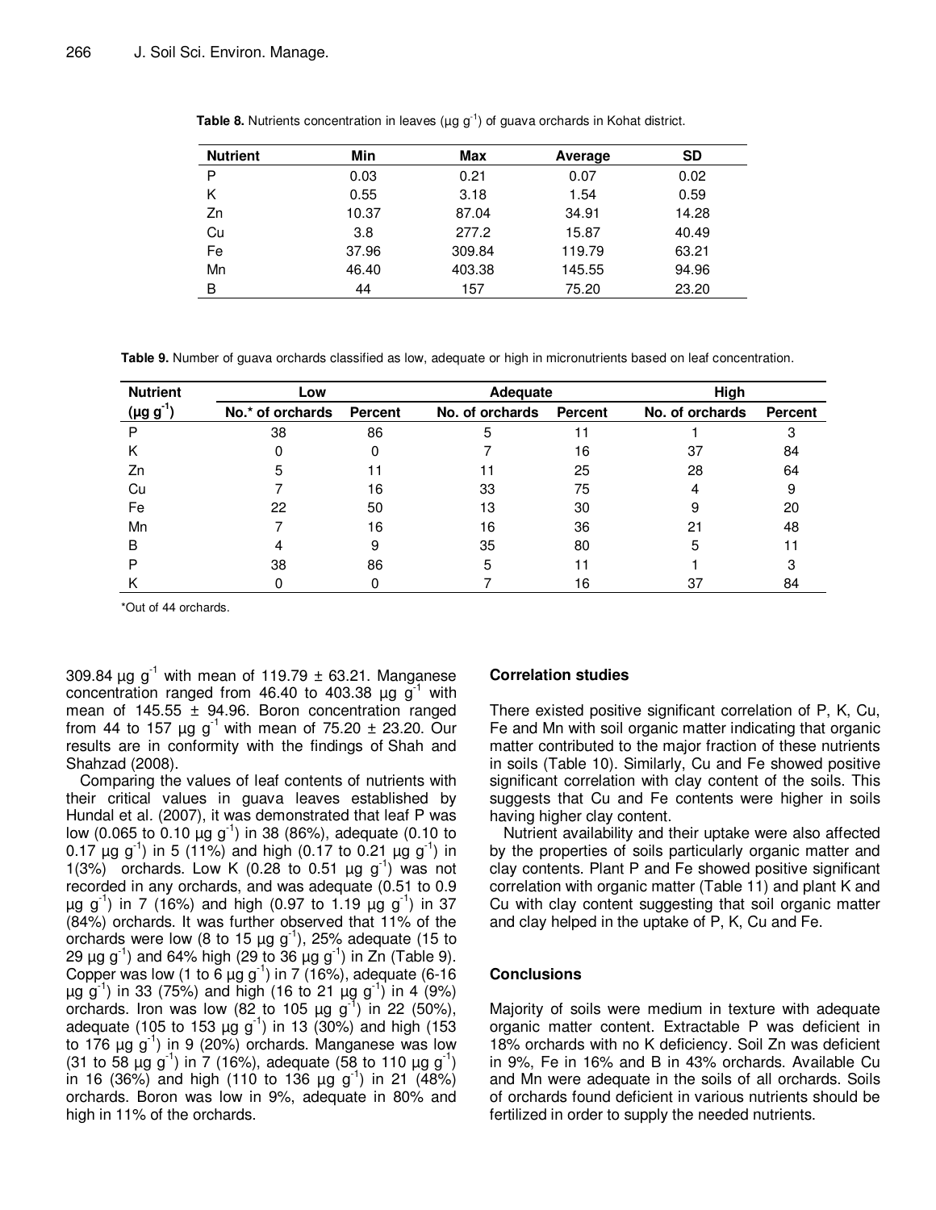**Table 8.** Nutrients concentration in leaves (µg g$^{-1}$) of guava orchards in Kohat district.

| Nutrient | Min | Max | Average | SD |
|---|---|---|---|---|
| P | 0.03 | 0.21 | 0.07 | 0.02 |
| K | 0.55 | 3.18 | 1.54 | 0.59 |
| Zn | 10.37 | 87.04 | 34.91 | 14.28 |
| Cu | 3.8 | 277.2 | 15.87 | 40.49 |
| Fe | 37.96 | 309.84 | 119.79 | 63.21 |
| Mn | 46.40 | 403.38 | 145.55 | 94.96 |
| B | 44 | 157 | 75.20 | 23.20 |

**Table 9.** Number of guava orchards classified as low, adequate or high in micronutrients based on leaf concentration.

| Nutrient | Low | | Adequate | | High | |
|---|---|---|---|---|---|---|
| (µg g$^{-1}$) | No.* of orchards | Percent | No. of orchards | Percent | No. of orchards | Percent |
| P | 38 | 86 | 5 | 11 | 1 | 3 |
| K | 0 | 0 | 7 | 16 | 37 | 84 |
| Zn | 5 | 11 | 11 | 25 | 28 | 64 |
| Cu | 7 | 16 | 33 | 75 | 4 | 9 |
| Fe | 22 | 50 | 13 | 30 | 9 | 20 |
| Mn | 7 | 16 | 16 | 36 | 21 | 48 |
| B | 4 | 9 | 35 | 80 | 5 | 11 |
| P | 38 | 86 | 5 | 11 | 1 | 3 |
| K | 0 | 0 | 7 | 16 | 37 | 84 |

*Out of 44 orchards.

309.84 µg g$^{-1}$ with mean of 119.79 ± 63.21. Manganese concentration ranged from 46.40 to 403.38 µg g$^{-1}$ with mean of 145.55 ± 94.96. Boron concentration ranged from 44 to 157 µg g$^{-1}$ with mean of 75.20 ± 23.20. Our results are in conformity with the findings of Shah and Shahzad (2008).

Comparing the values of leaf contents of nutrients with their critical values in guava leaves established by Hundal et al. (2007), it was demonstrated that leaf P was low (0.065 to 0.10 µg g$^{-1}$) in 38 (86%), adequate (0.10 to 0.17 µg g$^{-1}$) in 5 (11%) and high (0.17 to 0.21 µg g$^{-1}$) in 1(3%) orchards. Low K (0.28 to 0.51 µg g$^{-1}$) was not recorded in any orchards, and was adequate (0.51 to 0.9 µg g$^{-1}$) in 7 (16%) and high (0.97 to 1.19 µg g$^{-1}$) in 37 (84%) orchards. It was further observed that 11% of the orchards were low (8 to 15 µg g$^{-1}$), 25% adequate (15 to 29 µg g$^{-1}$) and 64% high (29 to 36 µg g$^{-1}$) in Zn (Table 9). Copper was low (1 to 6 µg g$^{-1}$) in 7 (16%), adequate (6-16 µg g$^{-1}$) in 33 (75%) and high (16 to 21 µg g$^{-1}$) in 4 (9%) orchards. Iron was low (82 to 105 µg g$^{-1}$) in 22 (50%), adequate (105 to 153 µg g$^{-1}$) in 13 (30%) and high (153 to 176 µg g$^{-1}$) in 9 (20%) orchards. Manganese was low (31 to 58 µg g$^{-1}$) in 7 (16%), adequate (58 to 110 µg g$^{-1}$) in 16 (36%) and high (110 to 136 µg g$^{-1}$) in 21 (48%) orchards. Boron was low in 9%, adequate in 80% and high in 11% of the orchards.

## Correlation studies

There existed positive significant correlation of P, K, Cu, Fe and Mn with soil organic matter indicating that organic matter contributed to the major fraction of these nutrients in soils (Table 10). Similarly, Cu and Fe showed positive significant correlation with clay content of the soils. This suggests that Cu and Fe contents were higher in soils having higher clay content.

Nutrient availability and their uptake were also affected by the properties of soils particularly organic matter and clay contents. Plant P and Fe showed positive significant correlation with organic matter (Table 11) and plant K and Cu with clay content suggesting that soil organic matter and clay helped in the uptake of P, K, Cu and Fe.

## Conclusions

Majority of soils were medium in texture with adequate organic matter content. Extractable P was deficient in 18% orchards with no K deficiency. Soil Zn was deficient in 9%, Fe in 16% and B in 43% orchards. Available Cu and Mn were adequate in the soils of all orchards. Soils of orchards found deficient in various nutrients should be fertilized in order to supply the needed nutrients.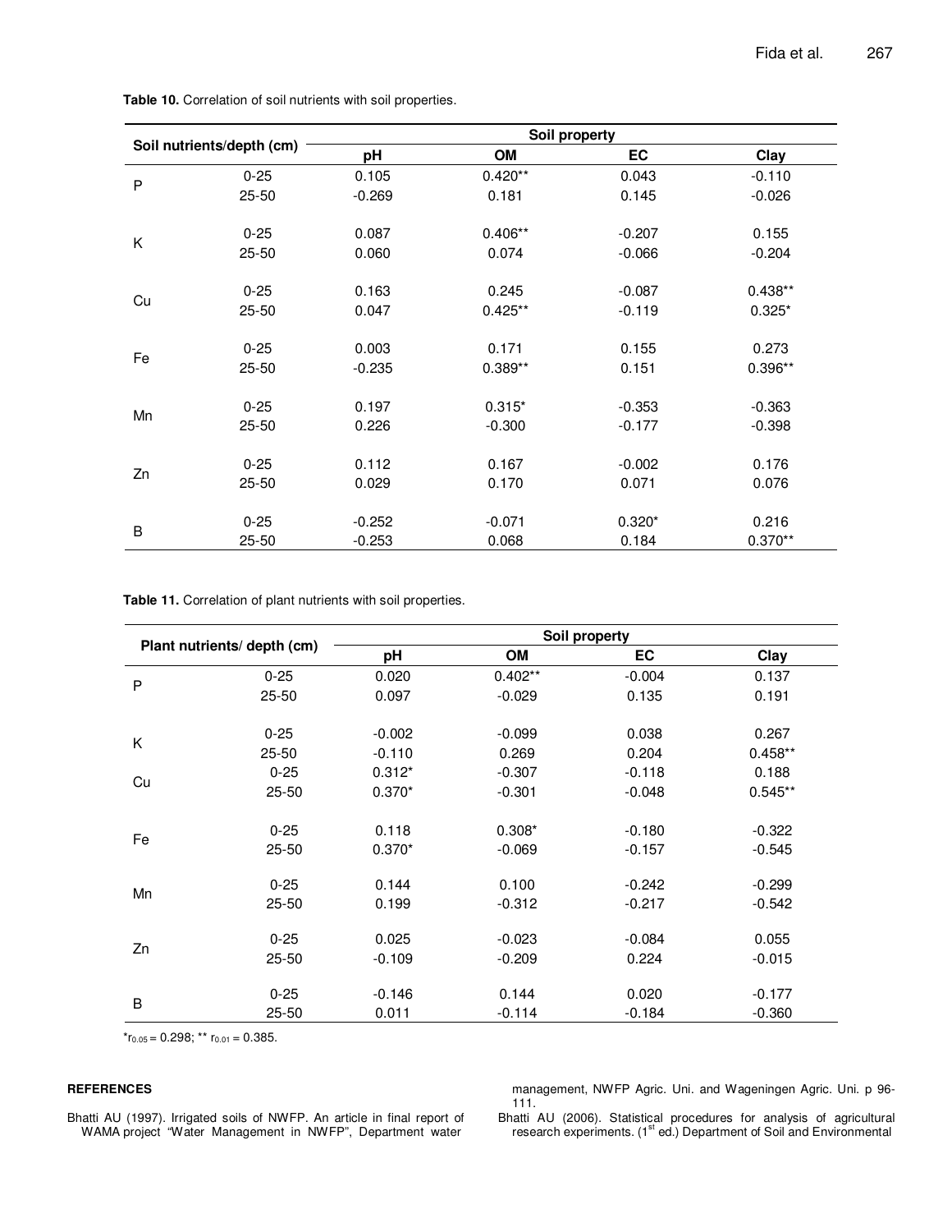**Table 10.** Correlation of soil nutrients with soil properties.

| Soil nutrients/depth (cm) | | Soil property | | | |
|---|---|---|---|---|---|
| | | pH | OM | EC | Clay |
| P | 0-25 | 0.105 | 0.420** | 0.043 | -0.110 |
| | 25-50 | -0.269 | 0.181 | 0.145 | -0.026 |
| K | 0-25 | 0.087 | 0.406** | -0.207 | 0.155 |
| | 25-50 | 0.060 | 0.074 | -0.066 | -0.204 |
| Cu | 0-25 | 0.163 | 0.245 | -0.087 | 0.438** |
| | 25-50 | 0.047 | 0.425** | -0.119 | 0.325* |
| Fe | 0-25 | 0.003 | 0.171 | 0.155 | 0.273 |
| | 25-50 | -0.235 | 0.389** | 0.151 | 0.396** |
| Mn | 0-25 | 0.197 | 0.315* | -0.353 | -0.363 |
| | 25-50 | 0.226 | -0.300 | -0.177 | -0.398 |
| Zn | 0-25 | 0.112 | 0.167 | -0.002 | 0.176 |
| | 25-50 | 0.029 | 0.170 | 0.071 | 0.076 |
| B | 0-25 | -0.252 | -0.071 | 0.320* | 0.216 |
| | 25-50 | -0.253 | 0.068 | 0.184 | 0.370** |

**Table 11.** Correlation of plant nutrients with soil properties.

| Plant nutrients/ depth (cm) | | Soil property | | | |
|---|---|---|---|---|---|
| | | pH | OM | EC | Clay |
| P | 0-25 | 0.020 | 0.402** | -0.004 | 0.137 |
| | 25-50 | 0.097 | -0.029 | 0.135 | 0.191 |
| K | 0-25 | -0.002 | -0.099 | 0.038 | 0.267 |
| | 25-50 | -0.110 | 0.269 | 0.204 | 0.458** |
| Cu | 0-25 | 0.312* | -0.307 | -0.118 | 0.188 |
| | 25-50 | 0.370* | -0.301 | -0.048 | 0.545** |
| Fe | 0-25 | 0.118 | 0.308* | -0.180 | -0.322 |
| | 25-50 | 0.370* | -0.069 | -0.157 | -0.545 |
| Mn | 0-25 | 0.144 | 0.100 | -0.242 | -0.299 |
| | 25-50 | 0.199 | -0.312 | -0.217 | -0.542 |
| Zn | 0-25 | 0.025 | -0.023 | -0.084 | 0.055 |
| | 25-50 | -0.109 | -0.209 | 0.224 | -0.015 |
| B | 0-25 | -0.146 | 0.144 | 0.020 | -0.177 |
| | 25-50 | 0.011 | -0.114 | -0.184 | -0.360 |

*$r_{0.05}$ = 0.298; ** $r_{0.01}$ = 0.385.

**REFERENCES**

Bhatti AU (1997). Irrigated soils of NWFP. An article in final report of WAMA project "Water Management in NWFP", Department water management, NWFP Agric. Uni. and Wageningen Agric. Uni. p 96-111.

Bhatti AU (2006). Statistical procedures for analysis of agricultural research experiments. (1st ed.) Department of Soil and Environmental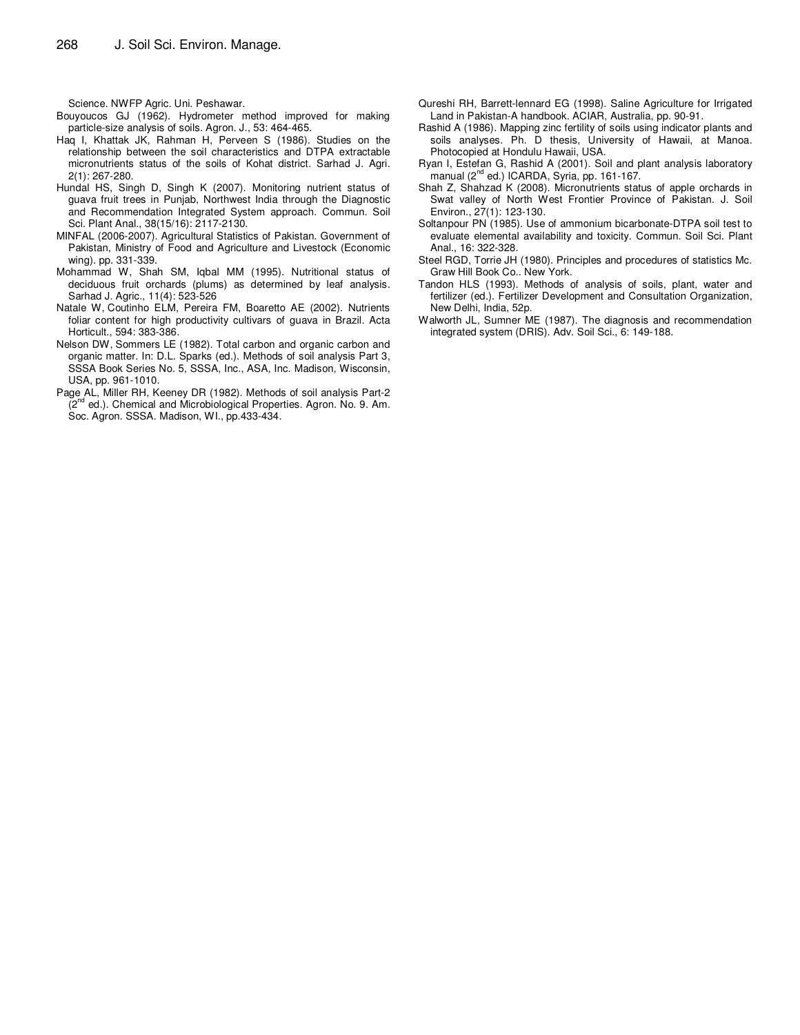Science. NWFP Agric. Uni. Peshawar.

Bouyoucos GJ (1962). Hydrometer method improved for making particle-size analysis of soils. Agron. J., 53: 464-465.

Haq I, Khattak JK, Rahman H, Perveen S (1986). Studies on the relationship between the soil characteristics and DTPA extractable micronutrients status of the soils of Kohat district. Sarhad J. Agri. 2(1): 267-280.

Hundal HS, Singh D, Singh K (2007). Monitoring nutrient status of guava fruit trees in Punjab, Northwest India through the Diagnostic and Recommendation Integrated System approach. Commun. Soil Sci. Plant Anal., 38(15/16): 2117-2130.

MINFAL (2006-2007). Agricultural Statistics of Pakistan. Government of Pakistan, Ministry of Food and Agriculture and Livestock (Economic wing). pp. 331-339.

Mohammad W, Shah SM, Iqbal MM (1995). Nutritional status of deciduous fruit orchards (plums) as determined by leaf analysis. Sarhad J. Agric., 11(4): 523-526

Natale W, Coutinho ELM, Pereira FM, Boaretto AE (2002). Nutrients foliar content for high productivity cultivars of guava in Brazil. Acta Horticult., 594: 383-386.

Nelson DW, Sommers LE (1982). Total carbon and organic carbon and organic matter. In: D.L. Sparks (ed.). Methods of soil analysis Part 3, SSSA Book Series No. 5, SSSA, Inc., ASA, Inc. Madison, Wisconsin, USA, pp. 961-1010.

Page AL, Miller RH, Keeney DR (1982). Methods of soil analysis Part-2 (2nd ed.). Chemical and Microbiological Properties. Agron. No. 9. Am. Soc. Agron. SSSA. Madison, WI., pp.433-434.

Qureshi RH, Barrett-lennard EG (1998). Saline Agriculture for Irrigated Land in Pakistan-A handbook. ACIAR, Australia, pp. 90-91.

Rashid A (1986). Mapping zinc fertility of soils using indicator plants and soils analyses. Ph. D thesis, University of Hawaii, at Manoa. Photocopied at Hondulu Hawaii, USA.

Ryan I, Estefan G, Rashid A (2001). Soil and plant analysis laboratory manual (2nd ed.) ICARDA, Syria, pp. 161-167.

Shah Z, Shahzad K (2008). Micronutrients status of apple orchards in Swat valley of North West Frontier Province of Pakistan. J. Soil Environ., 27(1): 123-130.

Soltanpour PN (1985). Use of ammonium bicarbonate-DTPA soil test to evaluate elemental availability and toxicity. Commun. Soil Sci. Plant Anal., 16: 322-328.

Steel RGD, Torrie JH (1980). Principles and procedures of statistics Mc. Graw Hill Book Co.. New York.

Tandon HLS (1993). Methods of analysis of soils, plant, water and fertilizer (ed.). Fertilizer Development and Consultation Organization, New Delhi, India, 52p.

Walworth JL, Sumner ME (1987). The diagnosis and recommendation integrated system (DRIS). Adv. Soil Sci., 6: 149-188.